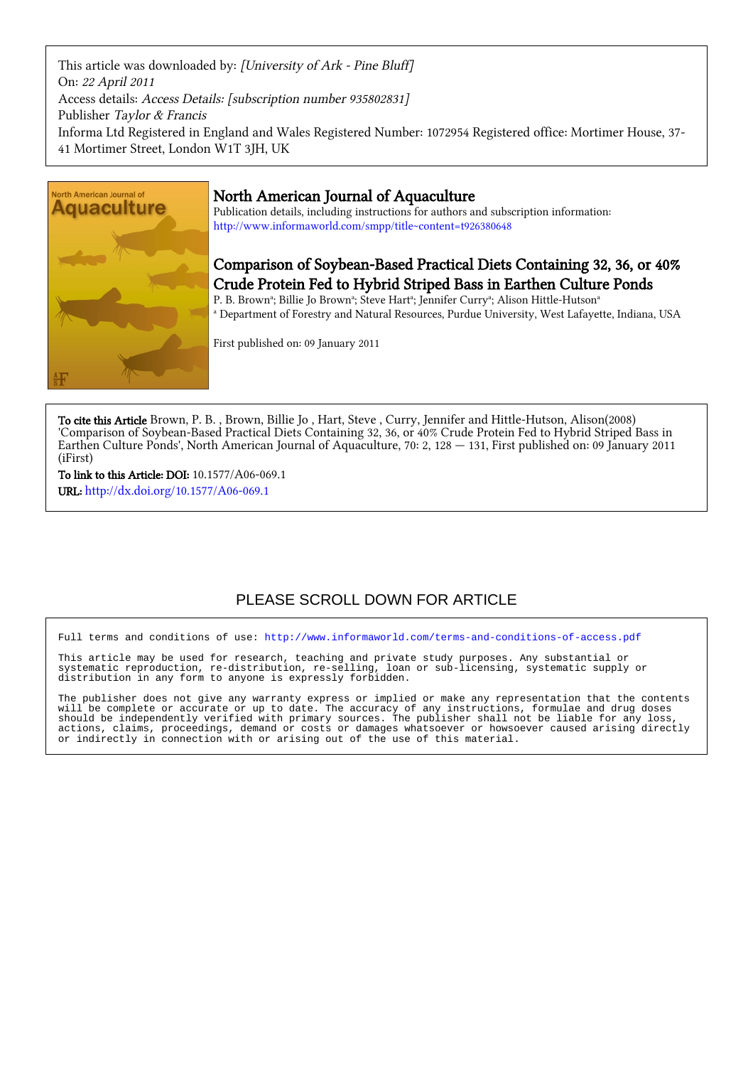This article was downloaded by: *[University of Ark - Pine Bluff]*
On: *22 April 2011*
Access details: *Access Details: [subscription number 935802831]*
Publisher *Taylor & Francis*
Informa Ltd Registered in England and Wales Registered Number: 1072954 Registered office: Mortimer House, 37-41 Mortimer Street, London W1T 3JH, UK

## North American Journal of Aquaculture

Publication details, including instructions for authors and subscription information:
http://www.informaworld.com/smpp/title~content=t926380648

# Comparison of Soybean-Based Practical Diets Containing 32, 36, or 40% Crude Protein Fed to Hybrid Striped Bass in Earthen Culture Ponds

P. B. Brown[a]; Billie Jo Brown[a]; Steve Hart[a]; Jennifer Curry[a]; Alison Hittle-Hutson[a]

[a] Department of Forestry and Natural Resources, Purdue University, West Lafayette, Indiana, USA

First published on: 09 January 2011

**To cite this Article** Brown, P. B. , Brown, Billie Jo , Hart, Steve , Curry, Jennifer and Hittle-Hutson, Alison(2008) 'Comparison of Soybean-Based Practical Diets Containing 32, 36, or 40% Crude Protein Fed to Hybrid Striped Bass in Earthen Culture Ponds', North American Journal of Aquaculture, 70: 2, 128 — 131, First published on: 09 January 2011 (iFirst)

**To link to this Article: DOI:** 10.1577/A06-069.1

**URL:** http://dx.doi.org/10.1577/A06-069.1

PLEASE SCROLL DOWN FOR ARTICLE

Full terms and conditions of use: http://www.informaworld.com/terms-and-conditions-of-access.pdf

This article may be used for research, teaching and private study purposes. Any substantial or systematic reproduction, re-distribution, re-selling, loan or sub-licensing, systematic supply or distribution in any form to anyone is expressly forbidden.

The publisher does not give any warranty express or implied or make any representation that the contents will be complete or accurate or up to date. The accuracy of any instructions, formulae and drug doses should be independently verified with primary sources. The publisher shall not be liable for any loss, actions, claims, proceedings, demand or costs or damages whatsoever or howsoever caused arising directly or indirectly in connection with or arising out of the use of this material.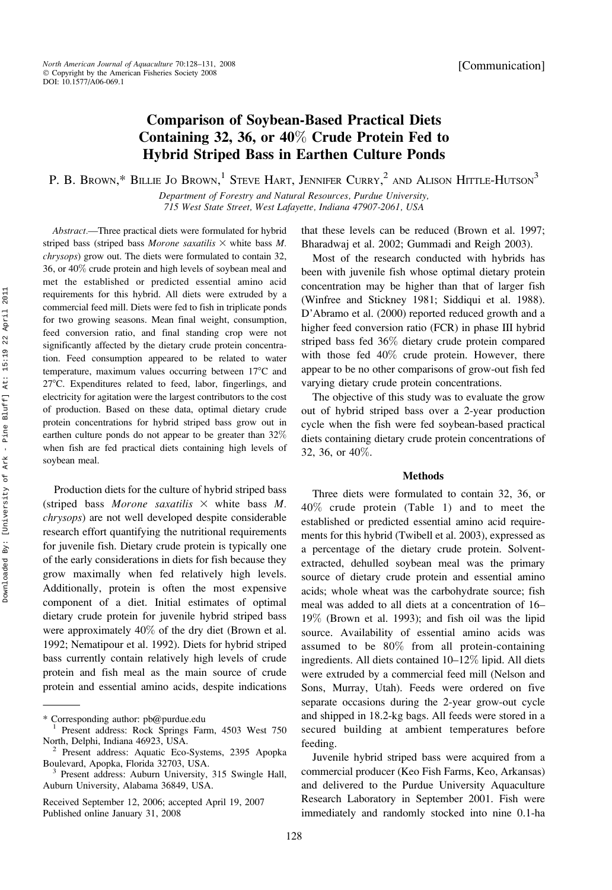[Communication]

# Comparison of Soybean-Based Practical Diets Containing 32, 36, or 40% Crude Protein Fed to Hybrid Striped Bass in Earthen Culture Ponds

P. B. Brown,* Billie Jo Brown,[1] Steve Hart, Jennifer Curry,[2] and Alison Hittle-Hutson[3]

*Department of Forestry and Natural Resources, Purdue University, 715 West State Street, West Lafayette, Indiana 47907-2061, USA*

*Abstract.*—Three practical diets were formulated for hybrid striped bass (striped bass *Morone saxatilis* × white bass *M. chrysops*) grow out. The diets were formulated to contain 32, 36, or 40% crude protein and high levels of soybean meal and met the established or predicted essential amino acid requirements for this hybrid. All diets were extruded by a commercial feed mill. Diets were fed to fish in triplicate ponds for two growing seasons. Mean final weight, consumption, feed conversion ratio, and final standing crop were not significantly affected by the dietary crude protein concentration. Feed consumption appeared to be related to water temperature, maximum values occurring between 17°C and 27°C. Expenditures related to feed, labor, fingerlings, and electricity for agitation were the largest contributors to the cost of production. Based on these data, optimal dietary crude protein concentrations for hybrid striped bass grow out in earthen culture ponds do not appear to be greater than 32% when fish are fed practical diets containing high levels of soybean meal.

Production diets for the culture of hybrid striped bass (striped bass *Morone saxatilis* × white bass *M. chrysops*) are not well developed despite considerable research effort quantifying the nutritional requirements for juvenile fish. Dietary crude protein is typically one of the early considerations in diets for fish because they grow maximally when fed relatively high levels. Additionally, protein is often the most expensive component of a diet. Initial estimates of optimal dietary crude protein for juvenile hybrid striped bass were approximately 40% of the dry diet (Brown et al. 1992; Nematipour et al. 1992). Diets for hybrid striped bass currently contain relatively high levels of crude protein and fish meal as the main source of crude protein and essential amino acids, despite indications that these levels can be reduced (Brown et al. 1997; Bharadwaj et al. 2002; Gummadi and Reigh 2003).

Most of the research conducted with hybrids has been with juvenile fish whose optimal dietary protein concentration may be higher than that of larger fish (Winfree and Stickney 1981; Siddiqui et al. 1988). D'Abramo et al. (2000) reported reduced growth and a higher feed conversion ratio (FCR) in phase III hybrid striped bass fed 36% dietary crude protein compared with those fed 40% crude protein. However, there appear to be no other comparisons of grow-out fish fed varying dietary crude protein concentrations.

The objective of this study was to evaluate the grow out of hybrid striped bass over a 2-year production cycle when the fish were fed soybean-based practical diets containing dietary crude protein concentrations of 32, 36, or 40%.

## Methods

Three diets were formulated to contain 32, 36, or 40% crude protein (Table 1) and to meet the established or predicted essential amino acid requirements for this hybrid (Twibell et al. 2003), expressed as a percentage of the dietary crude protein. Solvent-extracted, dehulled soybean meal was the primary source of dietary crude protein and essential amino acids; whole wheat was the carbohydrate source; fish meal was added to all diets at a concentration of 16–19% (Brown et al. 1993); and fish oil was the lipid source. Availability of essential amino acids was assumed to be 80% from all protein-containing ingredients. All diets contained 10–12% lipid. All diets were extruded by a commercial feed mill (Nelson and Sons, Murray, Utah). Feeds were ordered on five separate occasions during the 2-year grow-out cycle and shipped in 18.2-kg bags. All feeds were stored in a secured building at ambient temperatures before feeding.

Juvenile hybrid striped bass were acquired from a commercial producer (Keo Fish Farms, Keo, Arkansas) and delivered to the Purdue University Aquaculture Research Laboratory in September 2001. Fish were immediately and randomly stocked into nine 0.1-ha

---

\* Corresponding author: pb@purdue.edu

[1] Present address: Rock Springs Farm, 4503 West 750 North, Delphi, Indiana 46923, USA.

[2] Present address: Aquatic Eco-Systems, 2395 Apopka Boulevard, Apopka, Florida 32703, USA.

[3] Present address: Auburn University, 315 Swingle Hall, Auburn University, Alabama 36849, USA.

Received September 12, 2006; accepted April 19, 2007
Published online January 31, 2008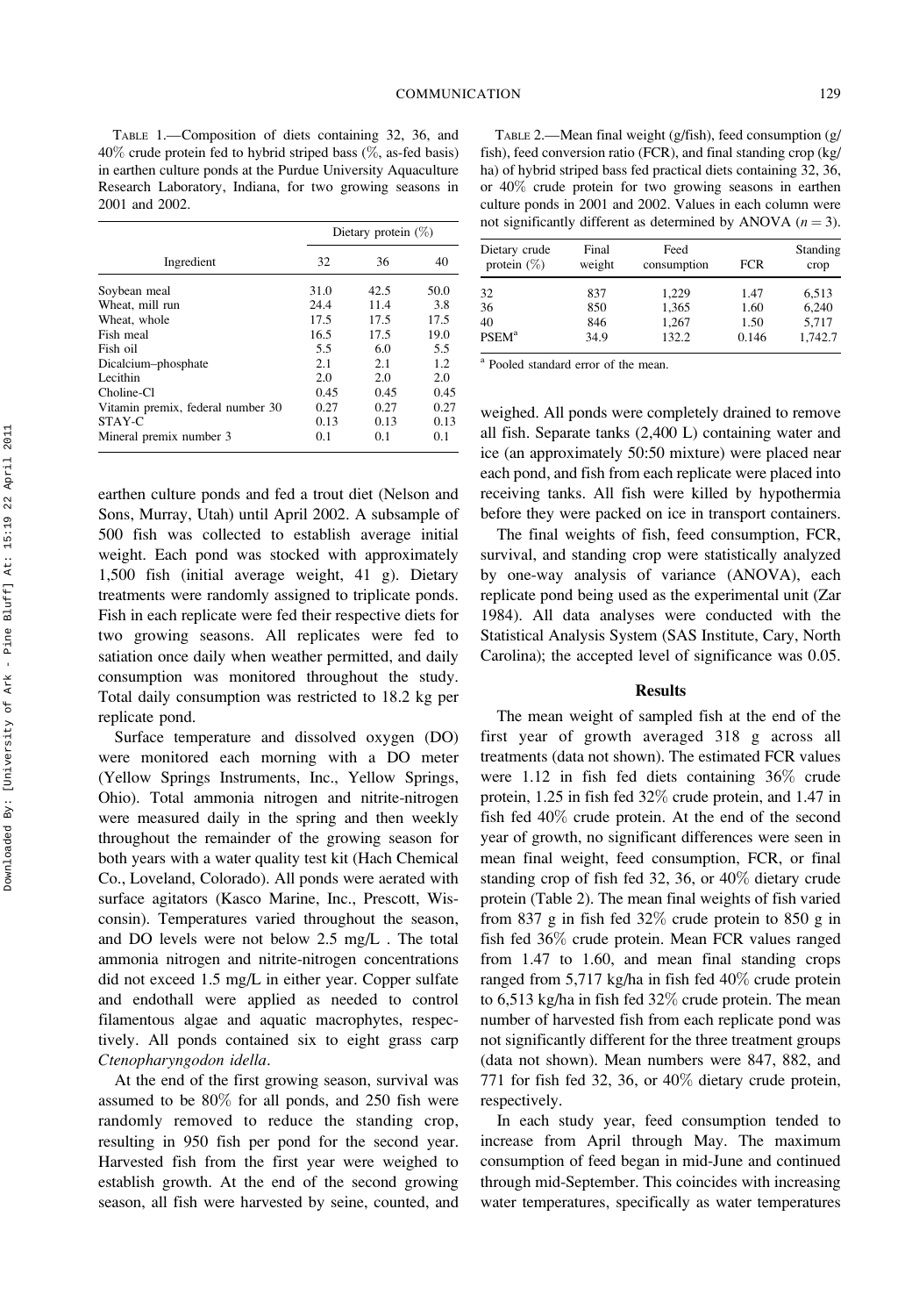TABLE 1.—Composition of diets containing 32, 36, and 40% crude protein fed to hybrid striped bass (%, as-fed basis) in earthen culture ponds at the Purdue University Aquaculture Research Laboratory, Indiana, for two growing seasons in 2001 and 2002.

| Ingredient | Dietary protein (%) | | |
|---|---|---|---|
| | 32 | 36 | 40 |
| Soybean meal | 31.0 | 42.5 | 50.0 |
| Wheat, mill run | 24.4 | 11.4 | 3.8 |
| Wheat, whole | 17.5 | 17.5 | 17.5 |
| Fish meal | 16.5 | 17.5 | 19.0 |
| Fish oil | 5.5 | 6.0 | 5.5 |
| Dicalcium–phosphate | 2.1 | 2.1 | 1.2 |
| Lecithin | 2.0 | 2.0 | 2.0 |
| Choline-Cl | 0.45 | 0.45 | 0.45 |
| Vitamin premix, federal number 30 | 0.27 | 0.27 | 0.27 |
| STAY-C | 0.13 | 0.13 | 0.13 |
| Mineral premix number 3 | 0.1 | 0.1 | 0.1 |

earthen culture ponds and fed a trout diet (Nelson and Sons, Murray, Utah) until April 2002. A subsample of 500 fish was collected to establish average initial weight. Each pond was stocked with approximately 1,500 fish (initial average weight, 41 g). Dietary treatments were randomly assigned to triplicate ponds. Fish in each replicate were fed their respective diets for two growing seasons. All replicates were fed to satiation once daily when weather permitted, and daily consumption was monitored throughout the study. Total daily consumption was restricted to 18.2 kg per replicate pond.

Surface temperature and dissolved oxygen (DO) were monitored each morning with a DO meter (Yellow Springs Instruments, Inc., Yellow Springs, Ohio). Total ammonia nitrogen and nitrite-nitrogen were measured daily in the spring and then weekly throughout the remainder of the growing season for both years with a water quality test kit (Hach Chemical Co., Loveland, Colorado). All ponds were aerated with surface agitators (Kasco Marine, Inc., Prescott, Wisconsin). Temperatures varied throughout the season, and DO levels were not below 2.5 mg/L . The total ammonia nitrogen and nitrite-nitrogen concentrations did not exceed 1.5 mg/L in either year. Copper sulfate and endothall were applied as needed to control filamentous algae and aquatic macrophytes, respectively. All ponds contained six to eight grass carp *Ctenopharyngodon idella*.

At the end of the first growing season, survival was assumed to be 80% for all ponds, and 250 fish were randomly removed to reduce the standing crop, resulting in 950 fish per pond for the second year. Harvested fish from the first year were weighed to establish growth. At the end of the second growing season, all fish were harvested by seine, counted, and weighed. All ponds were completely drained to remove all fish. Separate tanks (2,400 L) containing water and ice (an approximately 50:50 mixture) were placed near each pond, and fish from each replicate were placed into receiving tanks. All fish were killed by hypothermia before they were packed on ice in transport containers.

The final weights of fish, feed consumption, FCR, survival, and standing crop were statistically analyzed by one-way analysis of variance (ANOVA), each replicate pond being used as the experimental unit (Zar 1984). All data analyses were conducted with the Statistical Analysis System (SAS Institute, Cary, North Carolina); the accepted level of significance was 0.05.

TABLE 2.—Mean final weight (g/fish), feed consumption (g/fish), feed conversion ratio (FCR), and final standing crop (kg/ha) of hybrid striped bass fed practical diets containing 32, 36, or 40% crude protein for two growing seasons in earthen culture ponds in 2001 and 2002. Values in each column were not significantly different as determined by ANOVA ($n = 3$).

| Dietary crude protein (%) | Final weight | Feed consumption | FCR | Standing crop |
|---|---|---|---|---|
| 32 | 837 | 1,229 | 1.47 | 6,513 |
| 36 | 850 | 1,365 | 1.60 | 6,240 |
| 40 | 846 | 1,267 | 1.50 | 5,717 |
| PSEM[a] | 34.9 | 132.2 | 0.146 | 1,742.7 |

[a] Pooled standard error of the mean.

## Results

The mean weight of sampled fish at the end of the first year of growth averaged 318 g across all treatments (data not shown). The estimated FCR values were 1.12 in fish fed diets containing 36% crude protein, 1.25 in fish fed 32% crude protein, and 1.47 in fish fed 40% crude protein. At the end of the second year of growth, no significant differences were seen in mean final weight, feed consumption, FCR, or final standing crop of fish fed 32, 36, or 40% dietary crude protein (Table 2). The mean final weights of fish varied from 837 g in fish fed 32% crude protein to 850 g in fish fed 36% crude protein. Mean FCR values ranged from 1.47 to 1.60, and mean final standing crops ranged from 5,717 kg/ha in fish fed 40% crude protein to 6,513 kg/ha in fish fed 32% crude protein. The mean number of harvested fish from each replicate pond was not significantly different for the three treatment groups (data not shown). Mean numbers were 847, 882, and 771 for fish fed 32, 36, or 40% dietary crude protein, respectively.

In each study year, feed consumption tended to increase from April through May. The maximum consumption of feed began in mid-June and continued through mid-September. This coincides with increasing water temperatures, specifically as water temperatures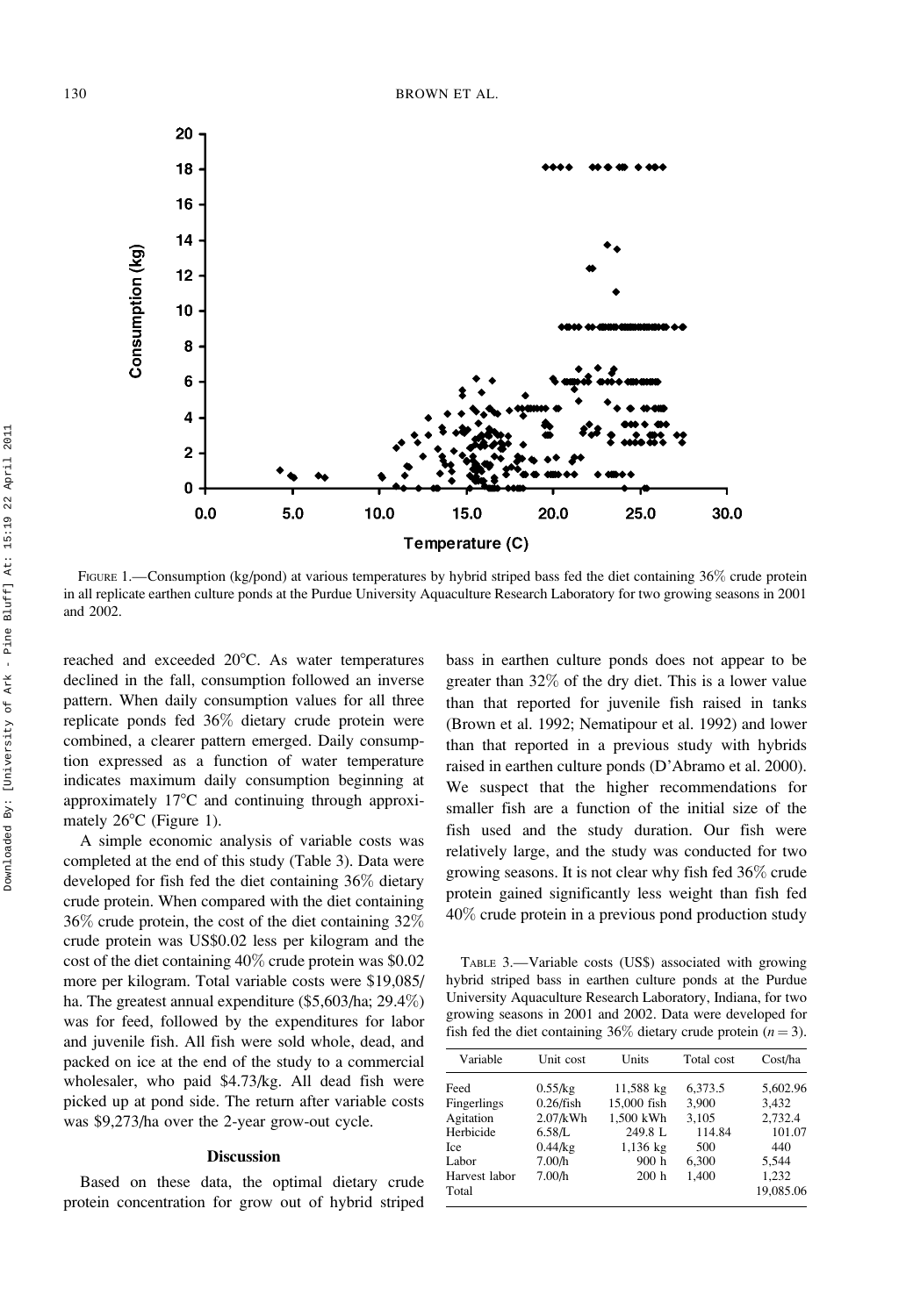FIGURE 1.—Consumption (kg/pond) at various temperatures by hybrid striped bass fed the diet containing 36% crude protein in all replicate earthen culture ponds at the Purdue University Aquaculture Research Laboratory for two growing seasons in 2001 and 2002.

reached and exceeded 20°C. As water temperatures declined in the fall, consumption followed an inverse pattern. When daily consumption values for all three replicate ponds fed 36% dietary crude protein were combined, a clearer pattern emerged. Daily consumption expressed as a function of water temperature indicates maximum daily consumption beginning at approximately 17°C and continuing through approximately 26°C (Figure 1).

A simple economic analysis of variable costs was completed at the end of this study (Table 3). Data were developed for fish fed the diet containing 36% dietary crude protein. When compared with the diet containing 36% crude protein, the cost of the diet containing 32% crude protein was US$0.02 less per kilogram and the cost of the diet containing 40% crude protein was $0.02 more per kilogram. Total variable costs were $19,085/ha. The greatest annual expenditure ($5,603/ha; 29.4%) was for feed, followed by the expenditures for labor and juvenile fish. All fish were sold whole, dead, and packed on ice at the end of the study to a commercial wholesaler, who paid $4.73/kg. All dead fish were picked up at pond side. The return after variable costs was $9,273/ha over the 2-year grow-out cycle.

## Discussion

Based on these data, the optimal dietary crude protein concentration for grow out of hybrid striped bass in earthen culture ponds does not appear to be greater than 32% of the dry diet. This is a lower value than that reported for juvenile fish raised in tanks (Brown et al. 1992; Nematipour et al. 1992) and lower than that reported in a previous study with hybrids raised in earthen culture ponds (D'Abramo et al. 2000). We suspect that the higher recommendations for smaller fish are a function of the initial size of the fish used and the study duration. Our fish were relatively large, and the study was conducted for two growing seasons. It is not clear why fish fed 36% crude protein gained significantly less weight than fish fed 40% crude protein in a previous pond production study

TABLE 3.—Variable costs (US$) associated with growing hybrid striped bass in earthen culture ponds at the Purdue University Aquaculture Research Laboratory, Indiana, for two growing seasons in 2001 and 2002. Data were developed for fish fed the diet containing 36% dietary crude protein ($n = 3$).

| Variable | Unit cost | Units | Total cost | Cost/ha |
|---|---|---|---|---|
| Feed | 0.55/kg | 11,588 kg | 6,373.5 | 5,602.96 |
| Fingerlings | 0.26/fish | 15,000 fish | 3,900 | 3,432 |
| Agitation | 2.07/kWh | 1,500 kWh | 3,105 | 2,732.4 |
| Herbicide | 6.58/L | 249.8 L | 114.84 | 101.07 |
| Ice | 0.44/kg | 1,136 kg | 500 | 440 |
| Labor | 7.00/h | 900 h | 6,300 | 5,544 |
| Harvest labor | 7.00/h | 200 h | 1,400 | 1,232 |
| Total | | | | 19,085.06 |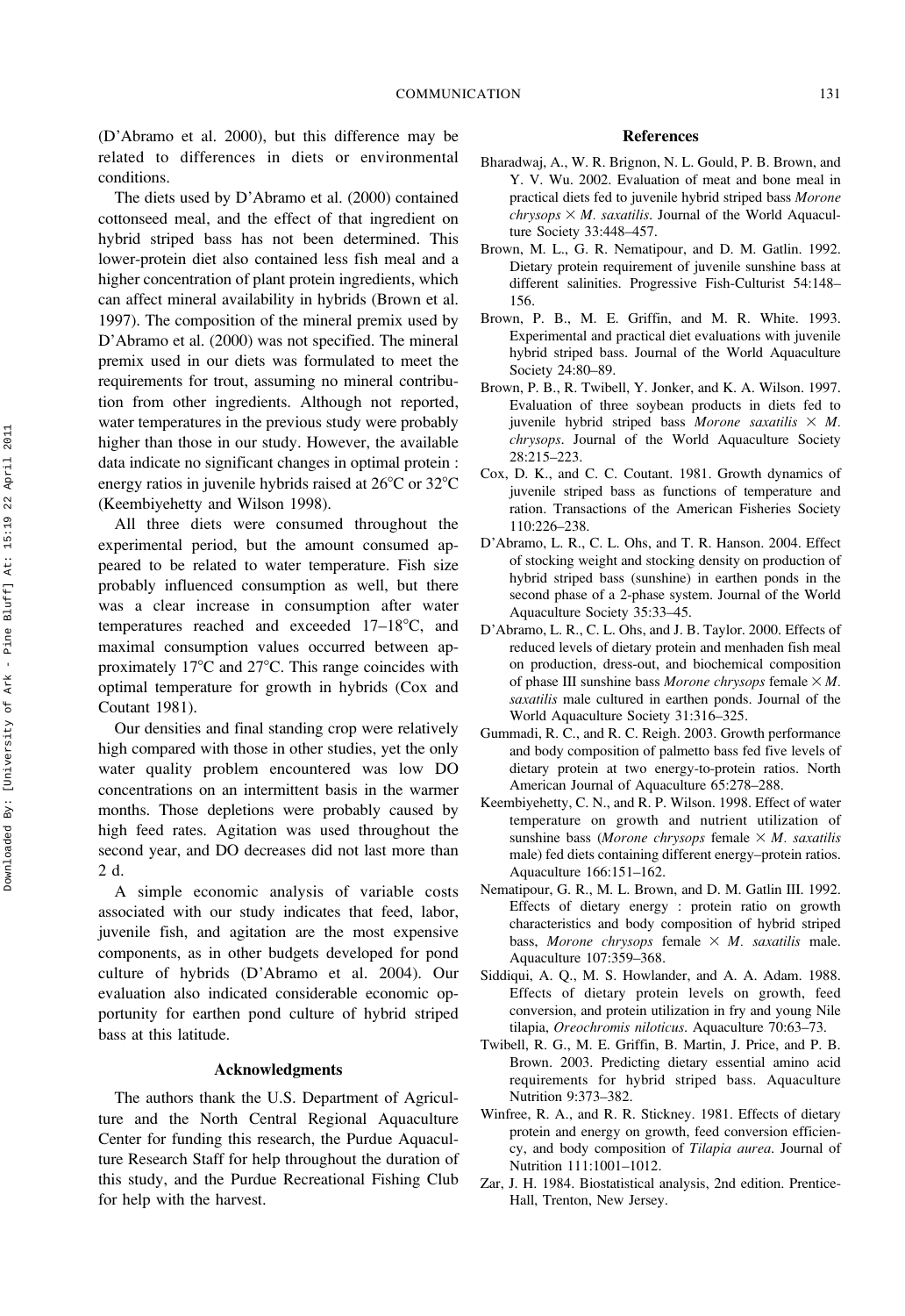(D'Abramo et al. 2000), but this difference may be related to differences in diets or environmental conditions.

The diets used by D'Abramo et al. (2000) contained cottonseed meal, and the effect of that ingredient on hybrid striped bass has not been determined. This lower-protein diet also contained less fish meal and a higher concentration of plant protein ingredients, which can affect mineral availability in hybrids (Brown et al. 1997). The composition of the mineral premix used by D'Abramo et al. (2000) was not specified. The mineral premix used in our diets was formulated to meet the requirements for trout, assuming no mineral contribution from other ingredients. Although not reported, water temperatures in the previous study were probably higher than those in our study. However, the available data indicate no significant changes in optimal protein : energy ratios in juvenile hybrids raised at 26°C or 32°C (Keembiyehetty and Wilson 1998).

All three diets were consumed throughout the experimental period, but the amount consumed appeared to be related to water temperature. Fish size probably influenced consumption as well, but there was a clear increase in consumption after water temperatures reached and exceeded 17–18°C, and maximal consumption values occurred between approximately 17°C and 27°C. This range coincides with optimal temperature for growth in hybrids (Cox and Coutant 1981).

Our densities and final standing crop were relatively high compared with those in other studies, yet the only water quality problem encountered was low DO concentrations on an intermittent basis in the warmer months. Those depletions were probably caused by high feed rates. Agitation was used throughout the second year, and DO decreases did not last more than 2 d.

A simple economic analysis of variable costs associated with our study indicates that feed, labor, juvenile fish, and agitation are the most expensive components, as in other budgets developed for pond culture of hybrids (D'Abramo et al. 2004). Our evaluation also indicated considerable economic opportunity for earthen pond culture of hybrid striped bass at this latitude.

## Acknowledgments

The authors thank the U.S. Department of Agriculture and the North Central Regional Aquaculture Center for funding this research, the Purdue Aquaculture Research Staff for help throughout the duration of this study, and the Purdue Recreational Fishing Club for help with the harvest.

## References

Bharadwaj, A., W. R. Brignon, N. L. Gould, P. B. Brown, and Y. V. Wu. 2002. Evaluation of meat and meat bone meal in practical diets fed to juvenile hybrid striped bass *Morone chrysops* × *M. saxatilis*. Journal of the World Aquaculture Society 33:448–457.

Brown, M. L., G. R. Nematipour, and D. M. Gatlin. 1992. Dietary protein requirement of juvenile sunshine bass at different salinities. Progressive Fish-Culturist 54:148–156.

Brown, P. B., M. E. Griffin, and M. R. White. 1993. Experimental and practical diet evaluations with juvenile hybrid striped bass. Journal of the World Aquaculture Society 24:80–89.

Brown, P. B., R. Twibell, Y. Jonker, and K. A. Wilson. 1997. Evaluation of three soybean products in diets fed to juvenile hybrid striped bass *Morone saxatilis* × *M. chrysops*. Journal of the World Aquaculture Society 28:215–223.

Cox, D. K., and C. C. Coutant. 1981. Growth dynamics of juvenile striped bass as functions of temperature and ration. Transactions of the American Fisheries Society 110:226–238.

D'Abramo, L. R., C. L. Ohs, and T. R. Hanson. 2004. Effect of stocking weight and stocking density on production of hybrid striped bass (sunshine) in earthen ponds in the second phase of a 2-phase system. Journal of the World Aquaculture Society 35:33–45.

D'Abramo, L. R., C. L. Ohs, and J. B. Taylor. 2000. Effects of reduced levels of dietary protein and menhaden fish meal on production, dress-out, and biochemical composition of phase III sunshine bass *Morone chrysops* female × *M. saxatilis* male cultured in earthen ponds. Journal of the World Aquaculture Society 31:316–325.

Gummadi, R. C., and R. C. Reigh. 2003. Growth performance and body composition of palmetto bass fed five levels of dietary protein at two energy-to-protein ratios. North American Journal of Aquaculture 65:278–288.

Keembiyehetty, C. N., and R. P. Wilson. 1998. Effect of water temperature on growth and nutrient utilization of sunshine bass (*Morone chrysops* female × *M. saxatilis* male) fed diets containing different energy–protein ratios. Aquaculture 166:151–162.

Nematipour, G. R., M. L. Brown, and D. M. Gatlin III. 1992. Effects of dietary energy : protein ratio on growth characteristics and body composition of hybrid striped bass, *Morone chrysops* female × *M. saxatilis* male. Aquaculture 107:359–368.

Siddiqui, A. Q., M. S. Howlander, and A. A. Adam. 1988. Effects of dietary protein levels on growth, feed conversion, and protein utilization in fry and young Nile tilapia, *Oreochromis niloticus*. Aquaculture 70:63–73.

Twibell, R. G., M. E. Griffin, B. Martin, J. Price, and P. B. Brown. 2003. Predicting dietary essential amino acid requirements for hybrid striped bass. Aquaculture Nutrition 9:373–382.

Winfree, R. A., and R. R. Stickney. 1981. Effects of dietary protein and energy on growth, feed conversion efficiency, and body composition of *Tilapia aurea*. Journal of Nutrition 111:1001–1012.

Zar, J. H. 1984. Biostatistical analysis, 2nd edition. Prentice-Hall, Trenton, New Jersey.